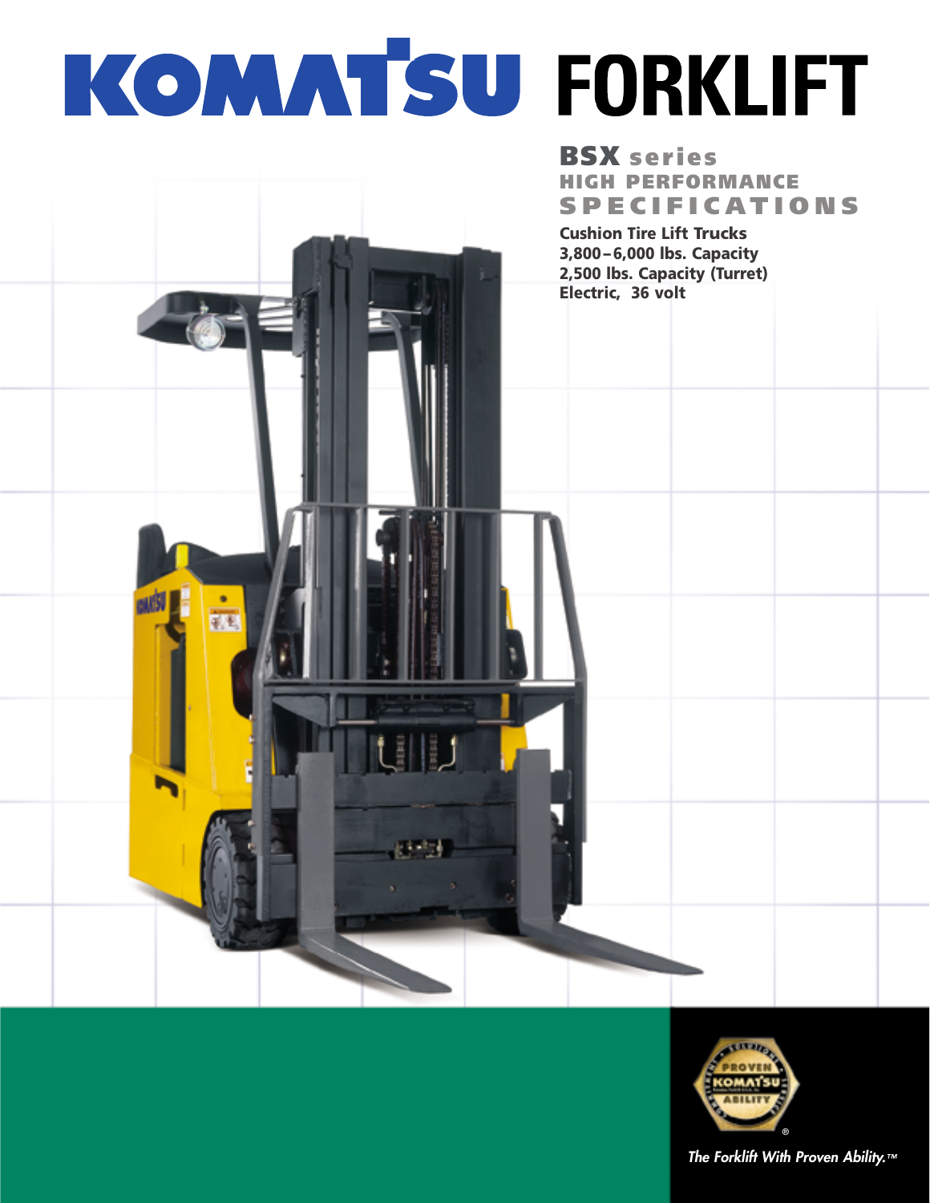# KOMATSU FORKLIFT

## BSX series
### HIGH PERFORMANCE SPECIFICATIONS

**Cushion Tire Lift Trucks**
**3,800 – 6,000 lbs. Capacity**
**2,500 lbs. Capacity (Turret)**
**Electric, 36 volt**

PROVEN KOMATSU ABILITY

*The Forklift With Proven Ability.™*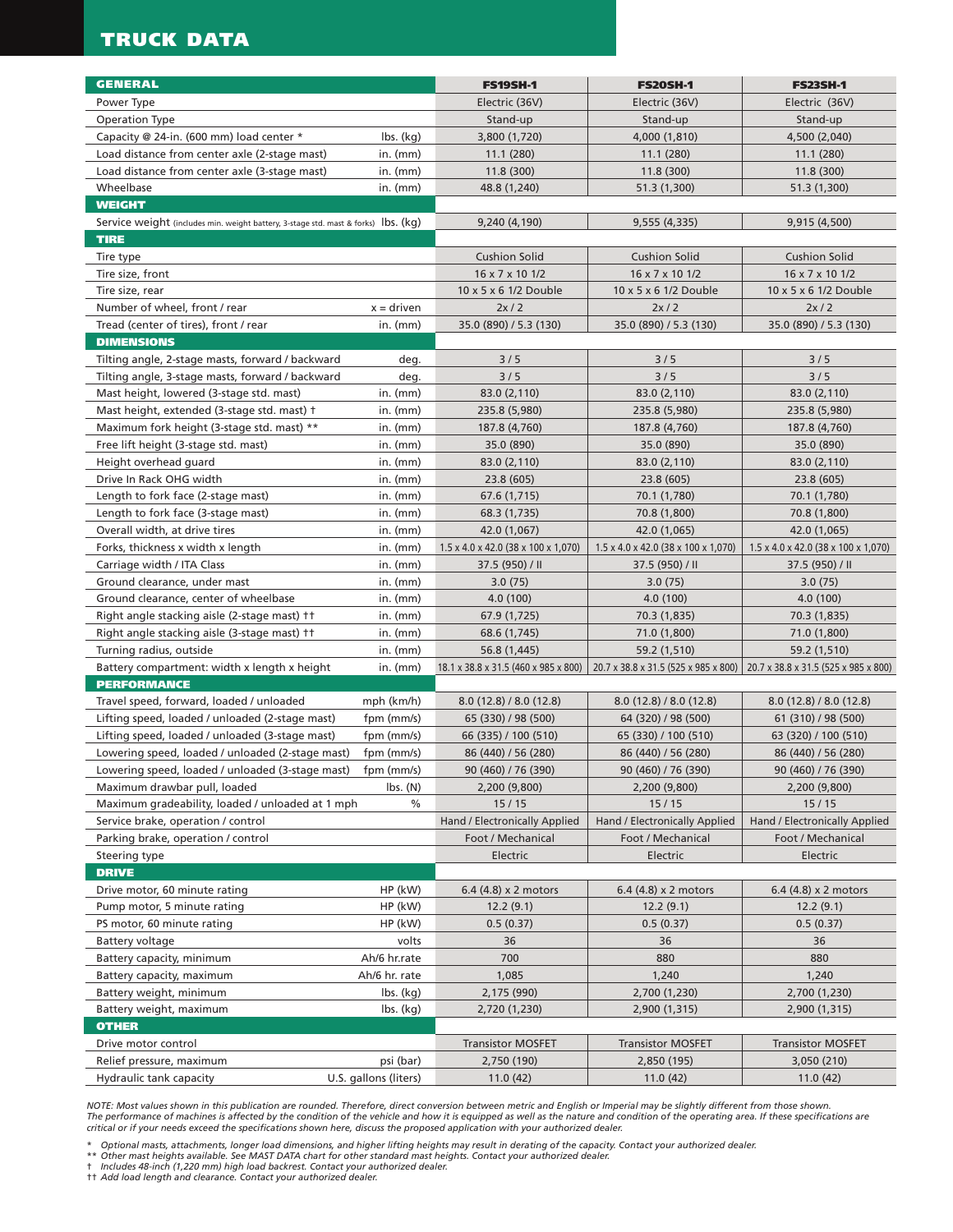# TRUCK DATA

| GENERAL | | FS19SH-1 | FS20SH-1 | FS23SH-1 |
|---|---|---|---|---|
| Power Type | | Electric (36V) | Electric (36V) | Electric (36V) |
| Operation Type | | Stand-up | Stand-up | Stand-up |
| Capacity @ 24-in. (600 mm) load center * | lbs. (kg) | 3,800 (1,720) | 4,000 (1,810) | 4,500 (2,040) |
| Load distance from center axle (2-stage mast) | in. (mm) | 11.1 (280) | 11.1 (280) | 11.1 (280) |
| Load distance from center axle (3-stage mast) | in. (mm) | 11.8 (300) | 11.8 (300) | 11.8 (300) |
| Wheelbase | in. (mm) | 48.8 (1,240) | 51.3 (1,300) | 51.3 (1,300) |
| **WEIGHT** | | | | |
| Service weight (includes min. weight battery, 3-stage std. mast & forks) | lbs. (kg) | 9,240 (4,190) | 9,555 (4,335) | 9,915 (4,500) |
| **TIRE** | | | | |
| Tire type | | Cushion Solid | Cushion Solid | Cushion Solid |
| Tire size, front | | 16 x 7 x 10 1/2 | 16 x 7 x 10 1/2 | 16 x 7 x 10 1/2 |
| Tire size, rear | | 10 x 5 x 6 1/2 Double | 10 x 5 x 6 1/2 Double | 10 x 5 x 6 1/2 Double |
| Number of wheel, front / rear | x = driven | 2x / 2 | 2x / 2 | 2x / 2 |
| Tread (center of tires), front / rear | in. (mm) | 35.0 (890) / 5.3 (130) | 35.0 (890) / 5.3 (130) | 35.0 (890) / 5.3 (130) |
| **DIMENSIONS** | | | | |
| Tilting angle, 2-stage masts, forward / backward | deg. | 3 / 5 | 3 / 5 | 3 / 5 |
| Tilting angle, 3-stage masts, forward / backward | deg. | 3 / 5 | 3 / 5 | 3 / 5 |
| Mast height, lowered (3-stage std. mast) | in. (mm) | 83.0 (2,110) | 83.0 (2,110) | 83.0 (2,110) |
| Mast height, extended (3-stage std. mast) † | in. (mm) | 235.8 (5,980) | 235.8 (5,980) | 235.8 (5,980) |
| Maximum fork height (3-stage std. mast) ** | in. (mm) | 187.8 (4,760) | 187.8 (4,760) | 187.8 (4,760) |
| Free lift height (3-stage std. mast) | in. (mm) | 35.0 (890) | 35.0 (890) | 35.0 (890) |
| Height overhead guard | in. (mm) | 83.0 (2,110) | 83.0 (2,110) | 83.0 (2,110) |
| Drive In Rack OHG width | in. (mm) | 23.8 (605) | 23.8 (605) | 23.8 (605) |
| Length to fork face (2-stage mast) | in. (mm) | 67.6 (1,715) | 70.1 (1,780) | 70.1 (1,780) |
| Length to fork face (3-stage mast) | in. (mm) | 68.3 (1,735) | 70.8 (1,800) | 70.8 (1,800) |
| Overall width, at drive tires | in. (mm) | 42.0 (1,067) | 42.0 (1,065) | 42.0 (1,065) |
| Forks, thickness x width x length | in. (mm) | 1.5 x 4.0 x 42.0 (38 x 100 x 1,070) | 1.5 x 4.0 x 42.0 (38 x 100 x 1,070) | 1.5 x 4.0 x 42.0 (38 x 100 x 1,070) |
| Carriage width / ITA Class | in. (mm) | 37.5 (950) / II | 37.5 (950) / II | 37.5 (950) / II |
| Ground clearance, under mast | in. (mm) | 3.0 (75) | 3.0 (75) | 3.0 (75) |
| Ground clearance, center of wheelbase | in. (mm) | 4.0 (100) | 4.0 (100) | 4.0 (100) |
| Right angle stacking aisle (2-stage mast) †† | in. (mm) | 67.9 (1,725) | 70.3 (1,835) | 70.3 (1,835) |
| Right angle stacking aisle (3-stage mast) †† | in. (mm) | 68.6 (1,745) | 71.0 (1,800) | 71.0 (1,800) |
| Turning radius, outside | in. (mm) | 56.8 (1,445) | 59.2 (1,510) | 59.2 (1,510) |
| Battery compartment: width x length x height | in. (mm) | 18.1 x 38.8 x 31.5 (460 x 985 x 800) | 20.7 x 38.8 x 31.5 (525 x 985 x 800) | 20.7 x 38.8 x 31.5 (525 x 985 x 800) |
| **PERFORMANCE** | | | | |
| Travel speed, forward, loaded / unloaded | mph (km/h) | 8.0 (12.8) / 8.0 (12.8) | 8.0 (12.8) / 8.0 (12.8) | 8.0 (12.8) / 8.0 (12.8) |
| Lifting speed, loaded / unloaded (2-stage mast) | fpm (mm/s) | 65 (330) / 98 (500) | 64 (320) / 98 (500) | 61 (310) / 98 (500) |
| Lifting speed, loaded / unloaded (3-stage mast) | fpm (mm/s) | 66 (335) / 100 (510) | 65 (330) / 100 (510) | 63 (320) / 100 (510) |
| Lowering speed, loaded / unloaded (2-stage mast) | fpm (mm/s) | 86 (440) / 56 (280) | 86 (440) / 56 (280) | 86 (440) / 56 (280) |
| Lowering speed, loaded / unloaded (3-stage mast) | fpm (mm/s) | 90 (460) / 76 (390) | 90 (460) / 76 (390) | 90 (460) / 76 (390) |
| Maximum drawbar pull, loaded | lbs. (N) | 2,200 (9,800) | 2,200 (9,800) | 2,200 (9,800) |
| Maximum gradeability, loaded / unloaded at 1 mph | % | 15 / 15 | 15 / 15 | 15 / 15 |
| Service brake, operation / control | | Hand / Electronically Applied | Hand / Electronically Applied | Hand / Electronically Applied |
| Parking brake, operation / control | | Foot / Mechanical | Foot / Mechanical | Foot / Mechanical |
| Steering type | | Electric | Electric | Electric |
| **DRIVE** | | | | |
| Drive motor, 60 minute rating | HP (kW) | 6.4 (4.8) x 2 motors | 6.4 (4.8) x 2 motors | 6.4 (4.8) x 2 motors |
| Pump motor, 5 minute rating | HP (kW) | 12.2 (9.1) | 12.2 (9.1) | 12.2 (9.1) |
| PS motor, 60 minute rating | HP (kW) | 0.5 (0.37) | 0.5 (0.37) | 0.5 (0.37) |
| Battery voltage | volts | 36 | 36 | 36 |
| Battery capacity, minimum | Ah/6 hr.rate | 700 | 880 | 880 |
| Battery capacity, maximum | Ah/6 hr. rate | 1,085 | 1,240 | 1,240 |
| Battery weight, minimum | lbs. (kg) | 2,175 (990) | 2,700 (1,230) | 2,700 (1,230) |
| Battery weight, maximum | lbs. (kg) | 2,720 (1,230) | 2,900 (1,315) | 2,900 (1,315) |
| **OTHER** | | | | |
| Drive motor control | | Transistor MOSFET | Transistor MOSFET | Transistor MOSFET |
| Relief pressure, maximum | psi (bar) | 2,750 (190) | 2,850 (195) | 3,050 (210) |
| Hydraulic tank capacity | U.S. gallons (liters) | 11.0 (42) | 11.0 (42) | 11.0 (42) |

*NOTE: Most values shown in this publication are rounded. Therefore, direct conversion between metric and English or Imperial may be slightly different from those shown. The performance of machines is affected by the condition of the vehicle and how it is equipped as well as the nature and condition of the operating area. If these specifications are critical or if your needs exceed the specifications shown here, discuss the proposed application with your authorized dealer.*

\* *Optional masts, attachments, longer load dimensions, and higher lifting heights may result in derating of the capacity. Contact your authorized dealer.*
** *Other mast heights available. See MAST DATA chart for other standard mast heights. Contact your authorized dealer.*
† *Includes 48-inch (1,220 mm) high load backrest. Contact your authorized dealer.*
†† *Add load length and clearance. Contact your authorized dealer.*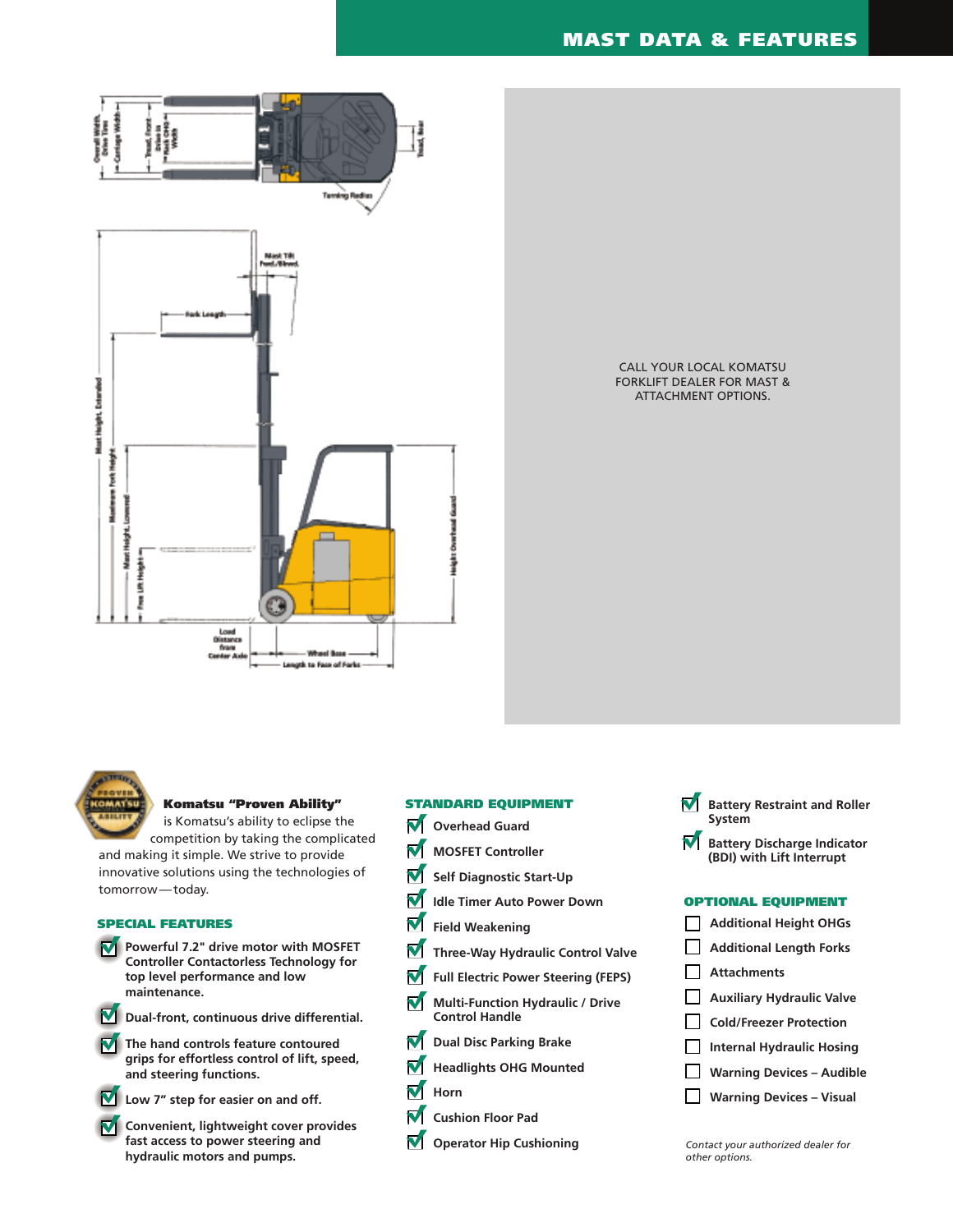## MAST DATA & FEATURES

Overall Width, Drive Tires

Carriage Width

Tread, Front – Drive to Mask OHG Width

Tread, Rear

Turning Radius

Mast Tilt Fwd./Bkwd.

Fork Length

Mast Height, Extended

Maximum Fork Height

Mast Height, Lowered

Free Lift Height

Height Overhead Guard

Load Distance from Center Axle

Wheel Base

Length to Face of Forks

CALL YOUR LOCAL KOMATSU FORKLIFT DEALER FOR MAST & ATTACHMENT OPTIONS.

**Komatsu "Proven Ability"** is Komatsu's ability to eclipse the competition by taking the complicated and making it simple. We strive to provide innovative solutions using the technologies of tomorrow—today.

### SPECIAL FEATURES

- ☑ **Powerful 7.2" drive motor with MOSFET Controller Contactorless Technology for top level performance and low maintenance.**
- ☑ **Dual-front, continuous drive differential.**
- ☑ **The hand controls feature contoured grips for effortless control of lift, speed, and steering functions.**
- ☑ **Low 7" step for easier on and off.**
- ☑ **Convenient, lightweight cover provides fast access to power steering and hydraulic motors and pumps.**

### STANDARD EQUIPMENT

- ☑ **Overhead Guard**
- ☑ **MOSFET Controller**
- ☑ **Self Diagnostic Start-Up**
- ☑ **Idle Timer Auto Power Down**
- ☑ **Field Weakening**
- ☑ **Three-Way Hydraulic Control Valve**
- ☑ **Full Electric Power Steering (FEPS)**
- ☑ **Multi-Function Hydraulic / Drive Control Handle**
- ☑ **Dual Disc Parking Brake**
- ☑ **Headlights OHG Mounted**
- ☑ **Horn**
- ☑ **Cushion Floor Pad**
- ☑ **Operator Hip Cushioning**
- ☑ **Battery Restraint and Roller System**
- ☑ **Battery Discharge Indicator (BDI) with Lift Interrupt**

### OPTIONAL EQUIPMENT

- ☐ **Additional Height OHGs**
- ☐ **Additional Length Forks**
- ☐ **Attachments**
- ☐ **Auxiliary Hydraulic Valve**
- ☐ **Cold/Freezer Protection**
- ☐ **Internal Hydraulic Hosing**
- ☐ **Warning Devices – Audible**
- ☐ **Warning Devices – Visual**

*Contact your authorized dealer for other options.*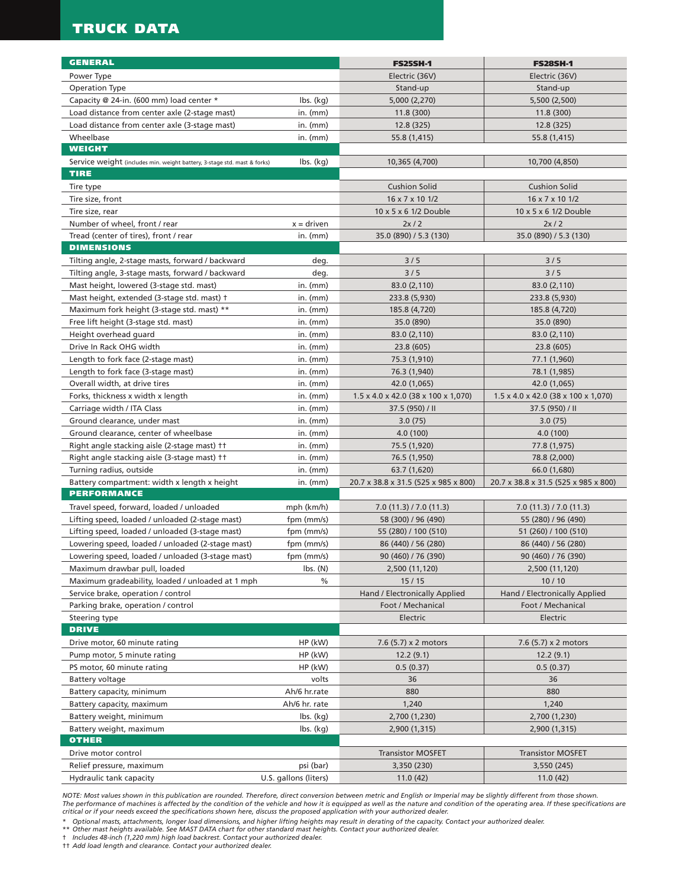# TRUCK DATA

| GENERAL | | FS25SH-1 | FS28SH-1 |
|---|---|---|---|
| Power Type | | Electric (36V) | Electric (36V) |
| Operation Type | | Stand-up | Stand-up |
| Capacity @ 24-in. (600 mm) load center * | lbs. (kg) | 5,000 (2,270) | 5,500 (2,500) |
| Load distance from center axle (2-stage mast) | in. (mm) | 11.8 (300) | 11.8 (300) |
| Load distance from center axle (3-stage mast) | in. (mm) | 12.8 (325) | 12.8 (325) |
| Wheelbase | in. (mm) | 55.8 (1,415) | 55.8 (1,415) |
| **WEIGHT** | | | |
| Service weight (includes min. weight battery, 3-stage std. mast & forks) | lbs. (kg) | 10,365 (4,700) | 10,700 (4,850) |
| **TIRE** | | | |
| Tire type | | Cushion Solid | Cushion Solid |
| Tire size, front | | 16 x 7 x 10 1/2 | 16 x 7 x 10 1/2 |
| Tire size, rear | | 10 x 5 x 6 1/2 Double | 10 x 5 x 6 1/2 Double |
| Number of wheel, front / rear | x = driven | 2x / 2 | 2x / 2 |
| Tread (center of tires), front / rear | in. (mm) | 35.0 (890) / 5.3 (130) | 35.0 (890) / 5.3 (130) |
| **DIMENSIONS** | | | |
| Tilting angle, 2-stage masts, forward / backward | deg. | 3 / 5 | 3 / 5 |
| Tilting angle, 3-stage masts, forward / backward | deg. | 3 / 5 | 3 / 5 |
| Mast height, lowered (3-stage std. mast) | in. (mm) | 83.0 (2,110) | 83.0 (2,110) |
| Mast height, extended (3-stage std. mast) † | in. (mm) | 233.8 (5,930) | 233.8 (5,930) |
| Maximum fork height (3-stage std. mast) ** | in. (mm) | 185.8 (4,720) | 185.8 (4,720) |
| Free lift height (3-stage std. mast) | in. (mm) | 35.0 (890) | 35.0 (890) |
| Height overhead guard | in. (mm) | 83.0 (2,110) | 83.0 (2,110) |
| Drive In Rack OHG width | in. (mm) | 23.8 (605) | 23.8 (605) |
| Length to fork face (2-stage mast) | in. (mm) | 75.3 (1,910) | 77.1 (1,960) |
| Length to fork face (3-stage mast) | in. (mm) | 76.3 (1,940) | 78.1 (1,985) |
| Overall width, at drive tires | in. (mm) | 42.0 (1,065) | 42.0 (1,065) |
| Forks, thickness x width x length | in. (mm) | 1.5 x 4.0 x 42.0 (38 x 100 x 1,070) | 1.5 x 4.0 x 42.0 (38 x 100 x 1,070) |
| Carriage width / ITA Class | in. (mm) | 37.5 (950) / II | 37.5 (950) / II |
| Ground clearance, under mast | in. (mm) | 3.0 (75) | 3.0 (75) |
| Ground clearance, center of wheelbase | in. (mm) | 4.0 (100) | 4.0 (100) |
| Right angle stacking aisle (2-stage mast) †† | in. (mm) | 75.5 (1,920) | 77.8 (1,975) |
| Right angle stacking aisle (3-stage mast) †† | in. (mm) | 76.5 (1,950) | 78.8 (2,000) |
| Turning radius, outside | in. (mm) | 63.7 (1,620) | 66.0 (1,680) |
| Battery compartment: width x length x height | in. (mm) | 20.7 x 38.8 x 31.5 (525 x 985 x 800) | 20.7 x 38.8 x 31.5 (525 x 985 x 800) |
| **PERFORMANCE** | | | |
| Travel speed, forward, loaded / unloaded | mph (km/h) | 7.0 (11.3) / 7.0 (11.3) | 7.0 (11.3) / 7.0 (11.3) |
| Lifting speed, loaded / unloaded (2-stage mast) | fpm (mm/s) | 58 (300) / 96 (490) | 55 (280) / 96 (490) |
| Lifting speed, loaded / unloaded (3-stage mast) | fpm (mm/s) | 55 (280) / 100 (510) | 51 (260) / 100 (510) |
| Lowering speed, loaded / unloaded (2-stage mast) | fpm (mm/s) | 86 (440) / 56 (280) | 86 (440) / 56 (280) |
| Lowering speed, loaded / unloaded (3-stage mast) | fpm (mm/s) | 90 (460) / 76 (390) | 90 (460) / 76 (390) |
| Maximum drawbar pull, loaded | lbs. (N) | 2,500 (11,120) | 2,500 (11,120) |
| Maximum gradeability, loaded / unloaded at 1 mph | % | 15 / 15 | 10 / 10 |
| Service brake, operation / control | | Hand / Electronically Applied | Hand / Electronically Applied |
| Parking brake, operation / control | | Foot / Mechanical | Foot / Mechanical |
| Steering type | | Electric | Electric |
| **DRIVE** | | | |
| Drive motor, 60 minute rating | HP (kW) | 7.6 (5.7) x 2 motors | 7.6 (5.7) x 2 motors |
| Pump motor, 5 minute rating | HP (kW) | 12.2 (9.1) | 12.2 (9.1) |
| PS motor, 60 minute rating | HP (kW) | 0.5 (0.37) | 0.5 (0.37) |
| Battery voltage | volts | 36 | 36 |
| Battery capacity, minimum | Ah/6 hr.rate | 880 | 880 |
| Battery capacity, maximum | Ah/6 hr. rate | 1,240 | 1,240 |
| Battery weight, minimum | lbs. (kg) | 2,700 (1,230) | 2,700 (1,230) |
| Battery weight, maximum | lbs. (kg) | 2,900 (1,315) | 2,900 (1,315) |
| **OTHER** | | | |
| Drive motor control | | Transistor MOSFET | Transistor MOSFET |
| Relief pressure, maximum | psi (bar) | 3,350 (230) | 3,550 (245) |
| Hydraulic tank capacity | U.S. gallons (liters) | 11.0 (42) | 11.0 (42) |

*NOTE: Most values shown in this publication are rounded. Therefore, direct conversion between metric and English or Imperial may be slightly different from those shown. The performance of machines is affected by the condition of the vehicle and how it is equipped as well as the nature and condition of the operating area. If these specifications are critical or if your needs exceed the specifications shown here, discuss the proposed application with your authorized dealer.*

*\* Optional masts, attachments, longer load dimensions, and higher lifting heights may result in derating of the capacity. Contact your authorized dealer.*

*\*\* Other mast heights available. See MAST DATA chart for other standard mast heights. Contact your authorized dealer.*

*† Includes 48-inch (1,220 mm) high load backrest. Contact your authorized dealer.*

*†† Add load length and clearance. Contact your authorized dealer.*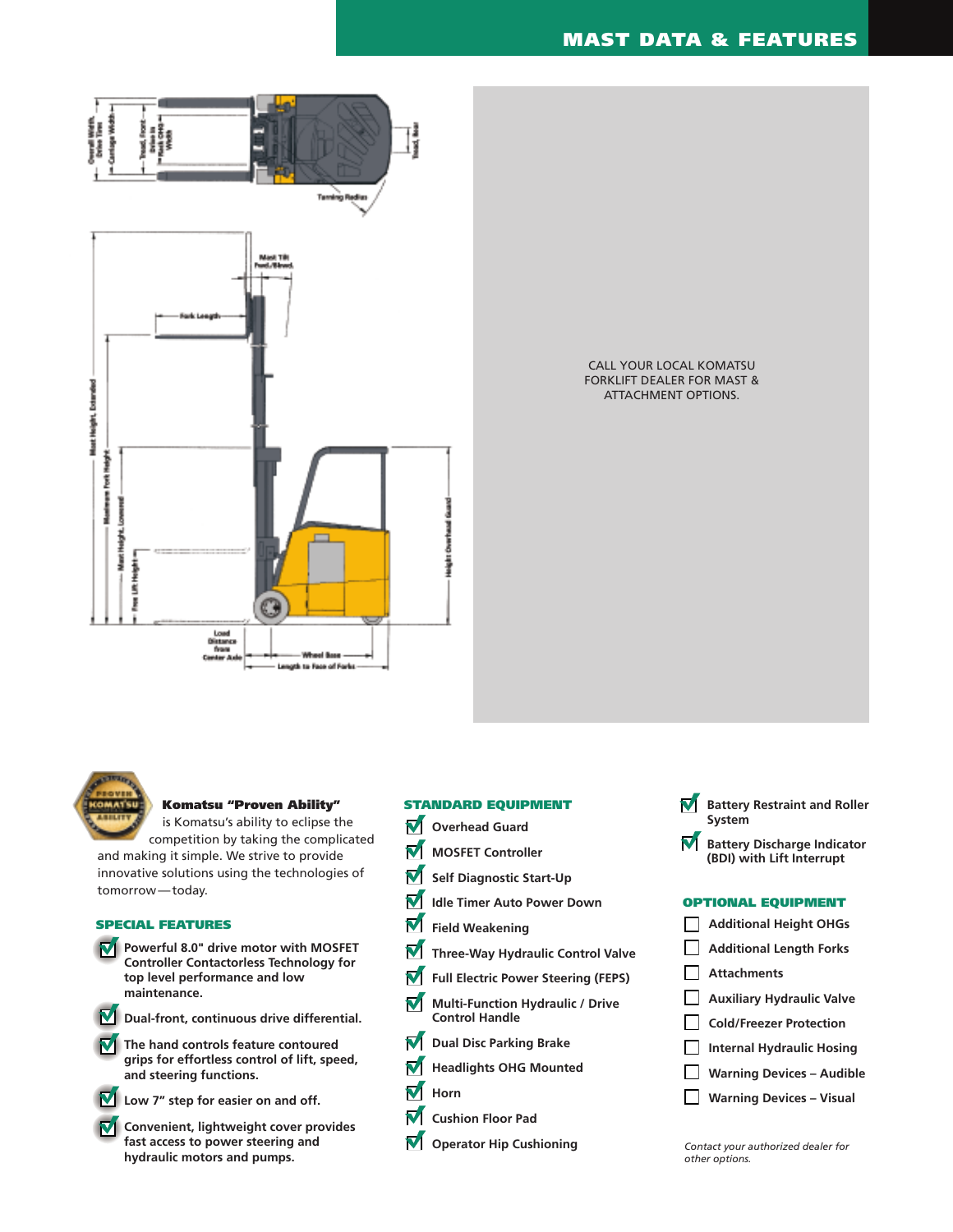# MAST DATA & FEATURES

CALL YOUR LOCAL KOMATSU FORKLIFT DEALER FOR MAST & ATTACHMENT OPTIONS.

**Komatsu "Proven Ability"** is Komatsu's ability to eclipse the competition by taking the complicated and making it simple. We strive to provide innovative solutions using the technologies of tomorrow—today.

## SPECIAL FEATURES

- Powerful 8.0" drive motor with MOSFET Controller Contactorless Technology for top level performance and low maintenance.
- Dual-front, continuous drive differential.
- The hand controls feature contoured grips for effortless control of lift, speed, and steering functions.
- Low 7" step for easier on and off.
- Convenient, lightweight cover provides fast access to power steering and hydraulic motors and pumps.

## STANDARD EQUIPMENT

- Overhead Guard
- MOSFET Controller
- Self Diagnostic Start-Up
- Idle Timer Auto Power Down
- Field Weakening
- Three-Way Hydraulic Control Valve
- Full Electric Power Steering (FEPS)
- Multi-Function Hydraulic / Drive Control Handle
- Dual Disc Parking Brake
- Headlights OHG Mounted
- Horn
- Cushion Floor Pad
- Operator Hip Cushioning
- Battery Restraint and Roller System
- Battery Discharge Indicator (BDI) with Lift Interrupt

## OPTIONAL EQUIPMENT

- Additional Height OHGs
- Additional Length Forks
- Attachments
- Auxiliary Hydraulic Valve
- Cold/Freezer Protection
- Internal Hydraulic Hosing
- Warning Devices – Audible
- Warning Devices – Visual

*Contact your authorized dealer for other options.*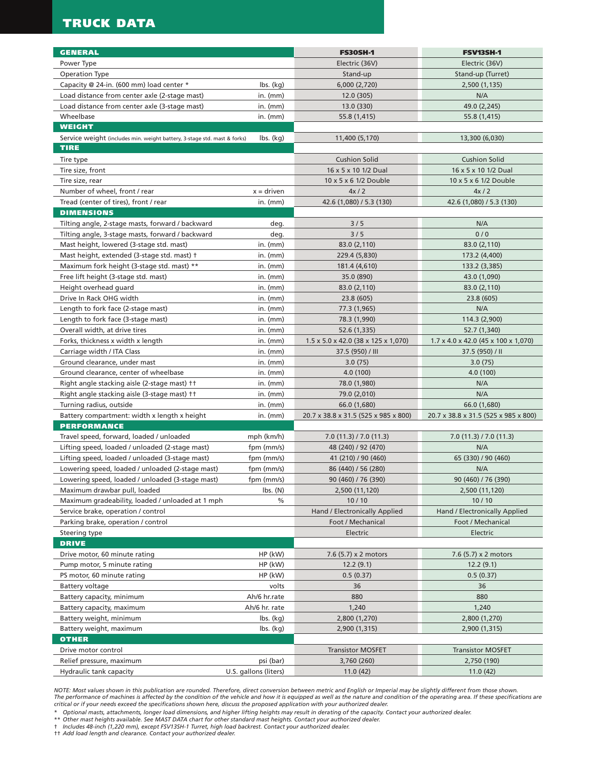# TRUCK DATA

| GENERAL | | FS30SH-1 | FSV13SH-1 |
|---|---|---|---|
| Power Type | | Electric (36V) | Electric (36V) |
| Operation Type | | Stand-up | Stand-up (Turret) |
| Capacity @ 24-in. (600 mm) load center * | lbs. (kg) | 6,000 (2,720) | 2,500 (1,135) |
| Load distance from center axle (2-stage mast) | in. (mm) | 12.0 (305) | N/A |
| Load distance from center axle (3-stage mast) | in. (mm) | 13.0 (330) | 49.0 (2,245) |
| Wheelbase | in. (mm) | 55.8 (1,415) | 55.8 (1,415) |
| **WEIGHT** | | | |
| Service weight (includes min. weight battery, 3-stage std. mast & forks) | lbs. (kg) | 11,400 (5,170) | 13,300 (6,030) |
| **TIRE** | | | |
| Tire type | | Cushion Solid | Cushion Solid |
| Tire size, front | | 16 x 5 x 10 1/2 Dual | 16 x 5 x 10 1/2 Dual |
| Tire size, rear | | 10 x 5 x 6 1/2 Double | 10 x 5 x 6 1/2 Double |
| Number of wheel, front / rear | x = driven | 4x / 2 | 4x / 2 |
| Tread (center of tires), front / rear | in. (mm) | 42.6 (1,080) / 5.3 (130) | 42.6 (1,080) / 5.3 (130) |
| **DIMENSIONS** | | | |
| Tilting angle, 2-stage masts, forward / backward | deg. | 3 / 5 | N/A |
| Tilting angle, 3-stage masts, forward / backward | deg. | 3 / 5 | 0 / 0 |
| Mast height, lowered (3-stage std. mast) | in. (mm) | 83.0 (2,110) | 83.0 (2,110) |
| Mast height, extended (3-stage std. mast) † | in. (mm) | 229.4 (5,830) | 173.2 (4,400) |
| Maximum fork height (3-stage std. mast) ** | in. (mm) | 181.4 (4,610) | 133.2 (3,385) |
| Free lift height (3-stage std. mast) | in. (mm) | 35.0 (890) | 43.0 (1,090) |
| Height overhead guard | in. (mm) | 83.0 (2,110) | 83.0 (2,110) |
| Drive In Rack OHG width | in. (mm) | 23.8 (605) | 23.8 (605) |
| Length to fork face (2-stage mast) | in. (mm) | 77.3 (1,965) | N/A |
| Length to fork face (3-stage mast) | in. (mm) | 78.3 (1,990) | 114.3 (2,900) |
| Overall width, at drive tires | in. (mm) | 52.6 (1,335) | 52.7 (1,340) |
| Forks, thickness x width x length | in. (mm) | 1.5 x 5.0 x 42.0 (38 x 125 x 1,070) | 1.7 x 4.0 x 42.0 (45 x 100 x 1,070) |
| Carriage width / ITA Class | in. (mm) | 37.5 (950) / III | 37.5 (950) / II |
| Ground clearance, under mast | in. (mm) | 3.0 (75) | 3.0 (75) |
| Ground clearance, center of wheelbase | in. (mm) | 4.0 (100) | 4.0 (100) |
| Right angle stacking aisle (2-stage mast) †† | in. (mm) | 78.0 (1,980) | N/A |
| Right angle stacking aisle (3-stage mast) †† | in. (mm) | 79.0 (2,010) | N/A |
| Turning radius, outside | in. (mm) | 66.0 (1,680) | 66.0 (1,680) |
| Battery compartment: width x length x height | in. (mm) | 20.7 x 38.8 x 31.5 (525 x 985 x 800) | 20.7 x 38.8 x 31.5 (525 x 985 x 800) |
| **PERFORMANCE** | | | |
| Travel speed, forward, loaded / unloaded | mph (km/h) | 7.0 (11.3) / 7.0 (11.3) | 7.0 (11.3) / 7.0 (11.3) |
| Lifting speed, loaded / unloaded (2-stage mast) | fpm (mm/s) | 48 (240) / 92 (470) | N/A |
| Lifting speed, loaded / unloaded (3-stage mast) | fpm (mm/s) | 41 (210) / 90 (460) | 65 (330) / 90 (460) |
| Lowering speed, loaded / unloaded (2-stage mast) | fpm (mm/s) | 86 (440) / 56 (280) | N/A |
| Lowering speed, loaded / unloaded (3-stage mast) | fpm (mm/s) | 90 (460) / 76 (390) | 90 (460) / 76 (390) |
| Maximum drawbar pull, loaded | lbs. (N) | 2,500 (11,120) | 2,500 (11,120) |
| Maximum gradeability, loaded / unloaded at 1 mph | % | 10 / 10 | 10 / 10 |
| Service brake, operation / control | | Hand / Electronically Applied | Hand / Electronically Applied |
| Parking brake, operation / control | | Foot / Mechanical | Foot / Mechanical |
| Steering type | | Electric | Electric |
| **DRIVE** | | | |
| Drive motor, 60 minute rating | HP (kW) | 7.6 (5.7) x 2 motors | 7.6 (5.7) x 2 motors |
| Pump motor, 5 minute rating | HP (kW) | 12.2 (9.1) | 12.2 (9.1) |
| PS motor, 60 minute rating | HP (kW) | 0.5 (0.37) | 0.5 (0.37) |
| Battery voltage | volts | 36 | 36 |
| Battery capacity, minimum | Ah/6 hr.rate | 880 | 880 |
| Battery capacity, maximum | Ah/6 hr. rate | 1,240 | 1,240 |
| Battery weight, minimum | lbs. (kg) | 2,800 (1,270) | 2,800 (1,270) |
| Battery weight, maximum | lbs. (kg) | 2,900 (1,315) | 2,900 (1,315) |
| **OTHER** | | | |
| Drive motor control | | Transistor MOSFET | Transistor MOSFET |
| Relief pressure, maximum | psi (bar) | 3,760 (260) | 2,750 (190) |
| Hydraulic tank capacity | U.S. gallons (liters) | 11.0 (42) | 11.0 (42) |

*NOTE: Most values shown in this publication are rounded. Therefore, direct conversion between metric and English or Imperial may be slightly different from those shown. The performance of machines is affected by the condition of the vehicle and how it is equipped as well as the nature and condition of the operating area. If these specifications are critical or if your needs exceed the specifications shown here, discuss the proposed application with your authorized dealer.*

*\* Optional masts, attachments, longer load dimensions, and higher lifting heights may result in derating of the capacity. Contact your authorized dealer.*

*\*\* Other mast heights available. See MAST DATA chart for other standard mast heights. Contact your authorized dealer.*

*† Includes 48-inch (1,220 mm), except FSV13SH-1 Turret, high load backrest. Contact your authorized dealer.*

*†† Add load length and clearance. Contact your authorized dealer.*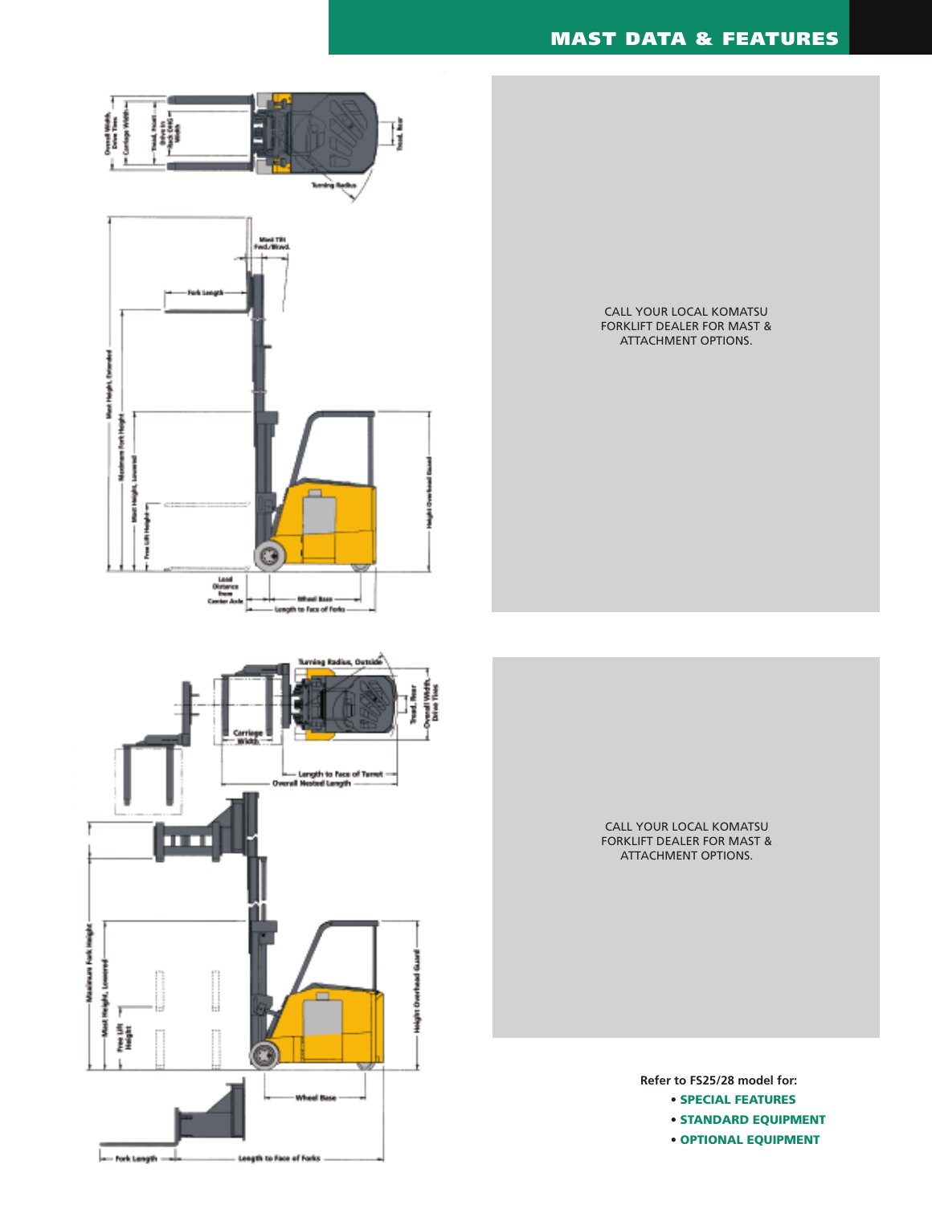## MAST DATA & FEATURES

CALL YOUR LOCAL KOMATSU FORKLIFT DEALER FOR MAST & ATTACHMENT OPTIONS.

CALL YOUR LOCAL KOMATSU FORKLIFT DEALER FOR MAST & ATTACHMENT OPTIONS.

**Refer to FS25/28 model for:**

- **SPECIAL FEATURES**
- **STANDARD EQUIPMENT**
- **OPTIONAL EQUIPMENT**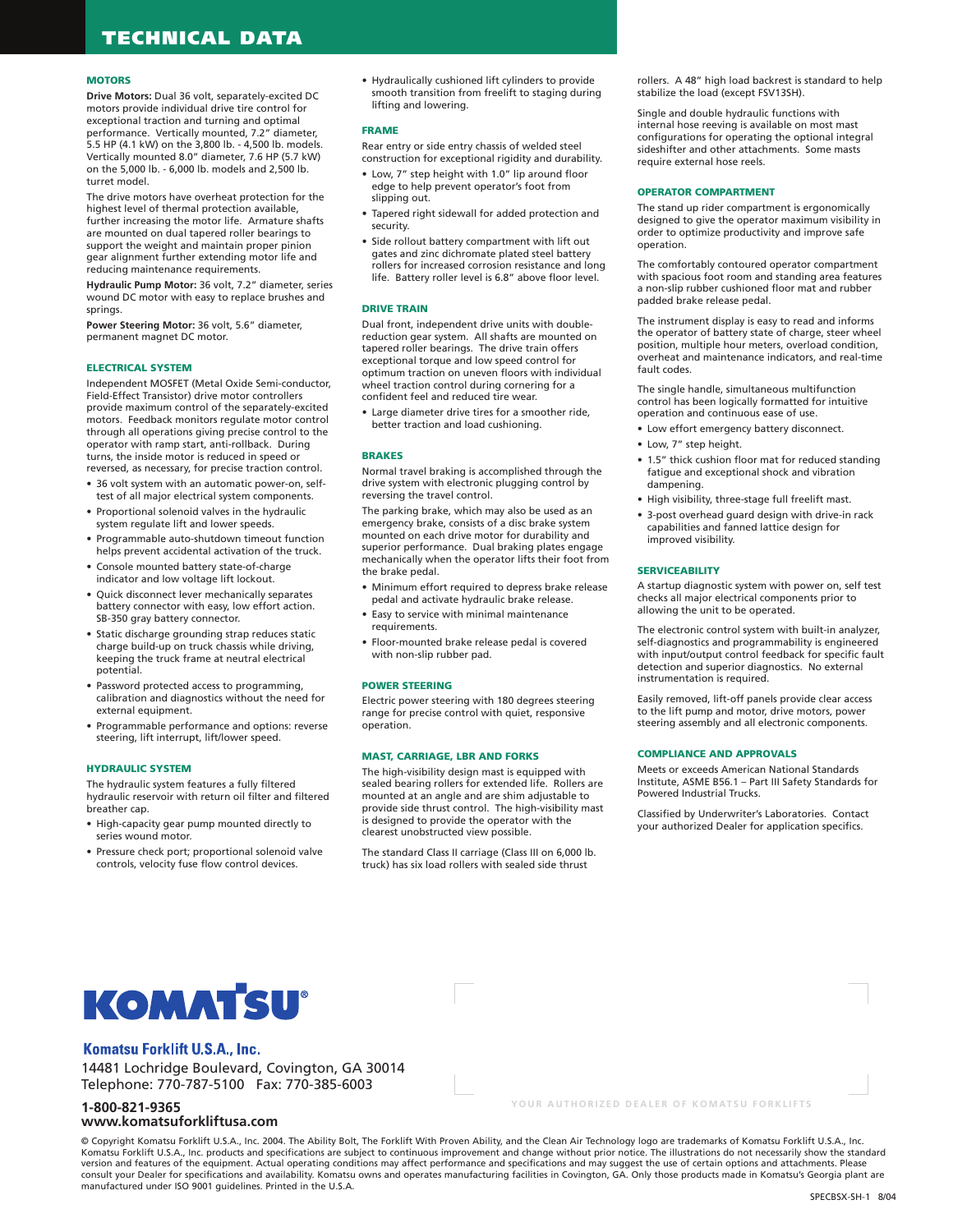# TECHNICAL DATA

## MOTORS

**Drive Motors:** Dual 36 volt, separately-excited DC motors provide individual drive tire control for exceptional traction and turning and optimal performance. Vertically mounted, 7.2" diameter, 5.5 HP (4.1 kW) on the 3,800 lb. - 4,500 lb. models. Vertically mounted 8.0" diameter, 7.6 HP (5.7 kW) on the 5,000 lb. - 6,000 lb. models and 2,500 lb. turret model.

The drive motors have overheat protection for the highest level of thermal protection available, further increasing the motor life. Armature shafts are mounted on dual tapered roller bearings to support the weight and maintain proper pinion gear alignment further extending motor life and reducing maintenance requirements.

**Hydraulic Pump Motor:** 36 volt, 7.2" diameter, series wound DC motor with easy to replace brushes and springs.

**Power Steering Motor:** 36 volt, 5.6" diameter, permanent magnet DC motor.

## ELECTRICAL SYSTEM

Independent MOSFET (Metal Oxide Semi-conductor, Field-Effect Transistor) drive motor controllers provide maximum control of the separately-excited motors. Feedback monitors regulate motor control through all operations giving precise control to the operator with ramp start, anti-rollback. During turns, the inside motor is reduced in speed or reversed, as necessary, for precise traction control.

- 36 volt system with an automatic power-on, self-test of all major electrical system components.
- Proportional solenoid valves in the hydraulic system regulate lift and lower speeds.
- Programmable auto-shutdown timeout function helps prevent accidental activation of the truck.
- Console mounted battery state-of-charge indicator and low voltage lift lockout.
- Quick disconnect lever mechanically separates battery connector with easy, low effort action. SB-350 gray battery connector.
- Static discharge grounding strap reduces static charge build-up on truck chassis while driving, keeping the truck frame at neutral electrical potential.
- Password protected access to programming, calibration and diagnostics without the need for external equipment.
- Programmable performance and options: reverse steering, lift interrupt, lift/lower speed.

## HYDRAULIC SYSTEM

The hydraulic system features a fully filtered hydraulic reservoir with return oil filter and filtered breather cap.

- High-capacity gear pump mounted directly to series wound motor.
- Pressure check port; proportional solenoid valve controls, velocity fuse flow control devices.
- Hydraulically cushioned lift cylinders to provide smooth transition from freelift to staging during lifting and lowering.

## FRAME

Rear entry or side entry chassis of welded steel construction for exceptional rigidity and durability.

- Low, 7" step height with 1.0" lip around floor edge to help prevent operator's foot from slipping out.
- Tapered right sidewall for added protection and security.
- Side rollout battery compartment with lift out gates and zinc dichromate plated steel battery rollers for increased corrosion resistance and long life. Battery roller level is 6.8" above floor level.

## DRIVE TRAIN

Dual front, independent drive units with double-reduction gear system. All shafts are mounted on tapered roller bearings. The drive train offers exceptional torque and low speed control for optimum traction on uneven floors with individual wheel traction control during cornering for a confident feel and reduced tire wear.

- Large diameter drive tires for a smoother ride, better traction and load cushioning.

## BRAKES

Normal travel braking is accomplished through the drive system with electronic plugging control by reversing the travel control.

The parking brake, which may also be used as an emergency brake, consists of a disc brake system mounted on each drive motor for durability and superior performance. Dual braking plates engage mechanically when the operator lifts their foot from the brake pedal.

- Minimum effort required to depress brake release pedal and activate hydraulic brake release.
- Easy to service with minimal maintenance requirements.
- Floor-mounted brake release pedal is covered with non-slip rubber pad.

## POWER STEERING

Electric power steering with 180 degrees steering range for precise control with quiet, responsive operation.

## MAST, CARRIAGE, LBR AND FORKS

The high-visibility design mast is equipped with sealed bearing rollers for extended life. Rollers are mounted at an angle and are shim adjustable to provide side thrust control. The high-visibility mast is designed to provide the operator with the clearest unobstructed view possible.

The standard Class II carriage (Class III on 6,000 lb. truck) has six load rollers with sealed side thrust rollers. A 48" high load backrest is standard to help stabilize the load (except FSV13SH).

Single and double hydraulic functions with internal hose reeving is available on most mast configurations for operating the optional integral sideshifter and other attachments. Some masts require external hose reels.

## OPERATOR COMPARTMENT

The stand up rider compartment is ergonomically designed to give the operator maximum visibility in order to optimize productivity and improve safe operation.

The comfortably contoured operator compartment with spacious foot room and standing area features a non-slip rubber cushioned floor mat and rubber padded brake release pedal.

The instrument display is easy to read and informs the operator of battery state of charge, steer wheel position, multiple hour meters, overload condition, overheat and maintenance indicators, and real-time fault codes.

The single handle, simultaneous multifunction control has been logically formatted for intuitive operation and continuous ease of use.

- Low effort emergency battery disconnect.
- Low, 7" step height.
- 1.5" thick cushion floor mat for reduced standing fatigue and exceptional shock and vibration dampening.
- High visibility, three-stage full freelift mast.
- 3-post overhead guard design with drive-in rack capabilities and fanned lattice design for improved visibility.

## SERVICEABILITY

A startup diagnostic system with power on, self test checks all major electrical components prior to allowing the unit to be operated.

The electronic control system with built-in analyzer, self-diagnostics and programmability is engineered with input/output control feedback for specific fault detection and superior diagnostics. No external instrumentation is required.

Easily removed, lift-off panels provide clear access to the lift pump and motor, drive motors, power steering assembly and all electronic components.

## COMPLIANCE AND APPROVALS

Meets or exceeds American National Standards Institute, ASME B56.1 – Part III Safety Standards for Powered Industrial Trucks.

Classified by Underwriter's Laboratories. Contact your authorized Dealer for application specifics.

KOMATSU®

**Komatsu Forklift U.S.A., Inc.**
14481 Lochridge Boulevard, Covington, GA 30014
Telephone: 770-787-5100 Fax: 770-385-6003

**1-800-821-9365**
**www.komatsuforkliftusa.com**

YOUR AUTHORIZED DEALER OF KOMATSU FORKLIFTS

© Copyright Komatsu Forklift U.S.A., Inc. 2004. The Ability Bolt, The Forklift With Proven Ability, and the Clean Air Technology logo are trademarks of Komatsu Forklift U.S.A., Inc. Komatsu Forklift U.S.A., Inc. products and specifications are subject to continuous improvement and change without prior notice. The illustrations do not necessarily show the standard version and features of the equipment. Actual operating conditions may affect performance and specifications and may suggest the use of certain options and attachments. Please consult your Dealer for specifications and availability. Komatsu owns and operates manufacturing facilities in Covington, GA. Only those products made in Komatsu's Georgia plant are manufactured under ISO 9001 guidelines. Printed in the U.S.A.

SPECBSX-SH-1 8/04